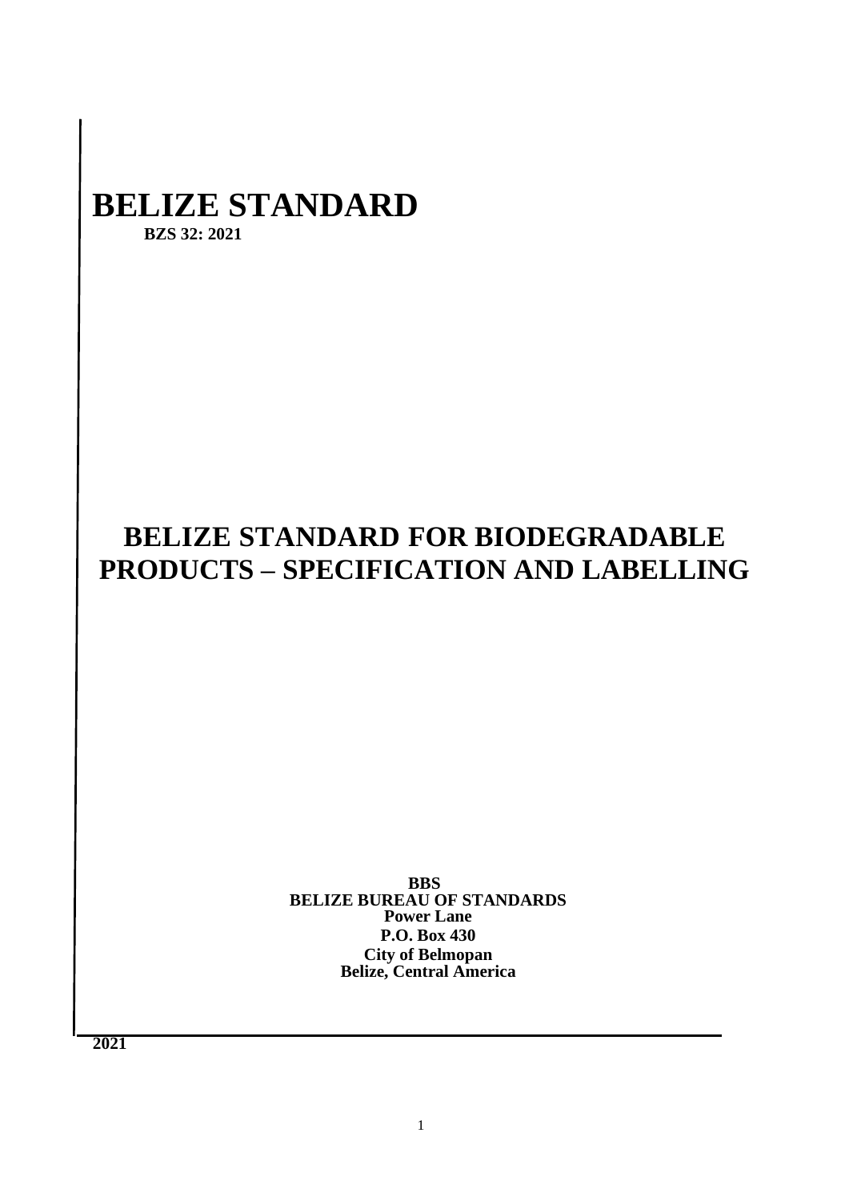# BELIZE STANDARD

**BZS 32: 2021**

# BELIZE STANDARD FOR BIODEGRADABLE PRODUCTS – SPECIFICATION AND LABELLING

**BBS**
**BELIZE BUREAU OF STANDARDS**
**Power Lane**
**P.O. Box 430**
**City of Belmopan**
**Belize, Central America**

**2021**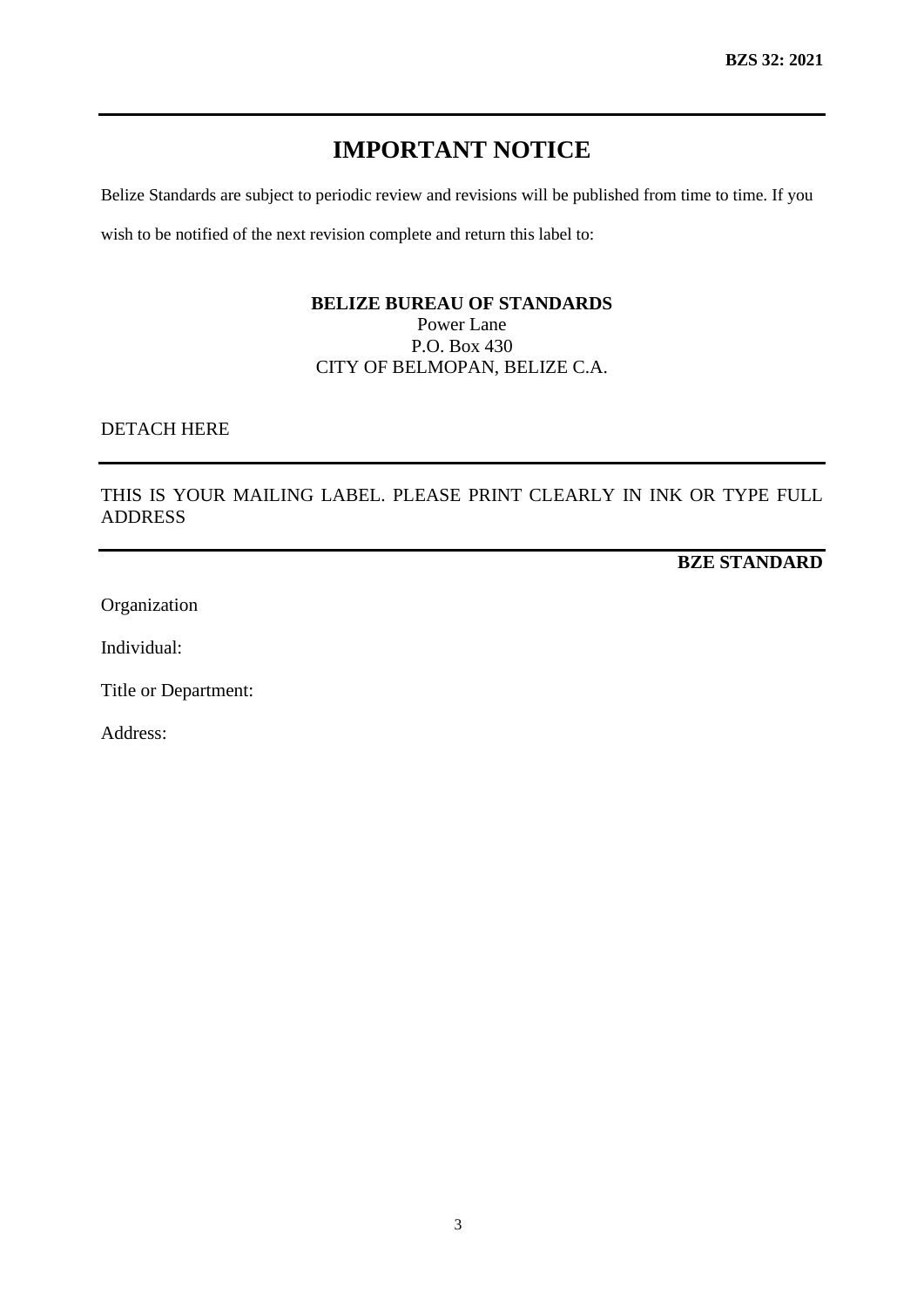# IMPORTANT NOTICE

Belize Standards are subject to periodic review and revisions will be published from time to time. If you wish to be notified of the next revision complete and return this label to:

**BELIZE BUREAU OF STANDARDS**
Power Lane
P.O. Box 430
CITY OF BELMOPAN, BELIZE C.A.

DETACH HERE

---

THIS IS YOUR MAILING LABEL. PLEASE PRINT CLEARLY IN INK OR TYPE FULL ADDRESS

---

**BZE STANDARD**

Organization

Individual:

Title or Department:

Address: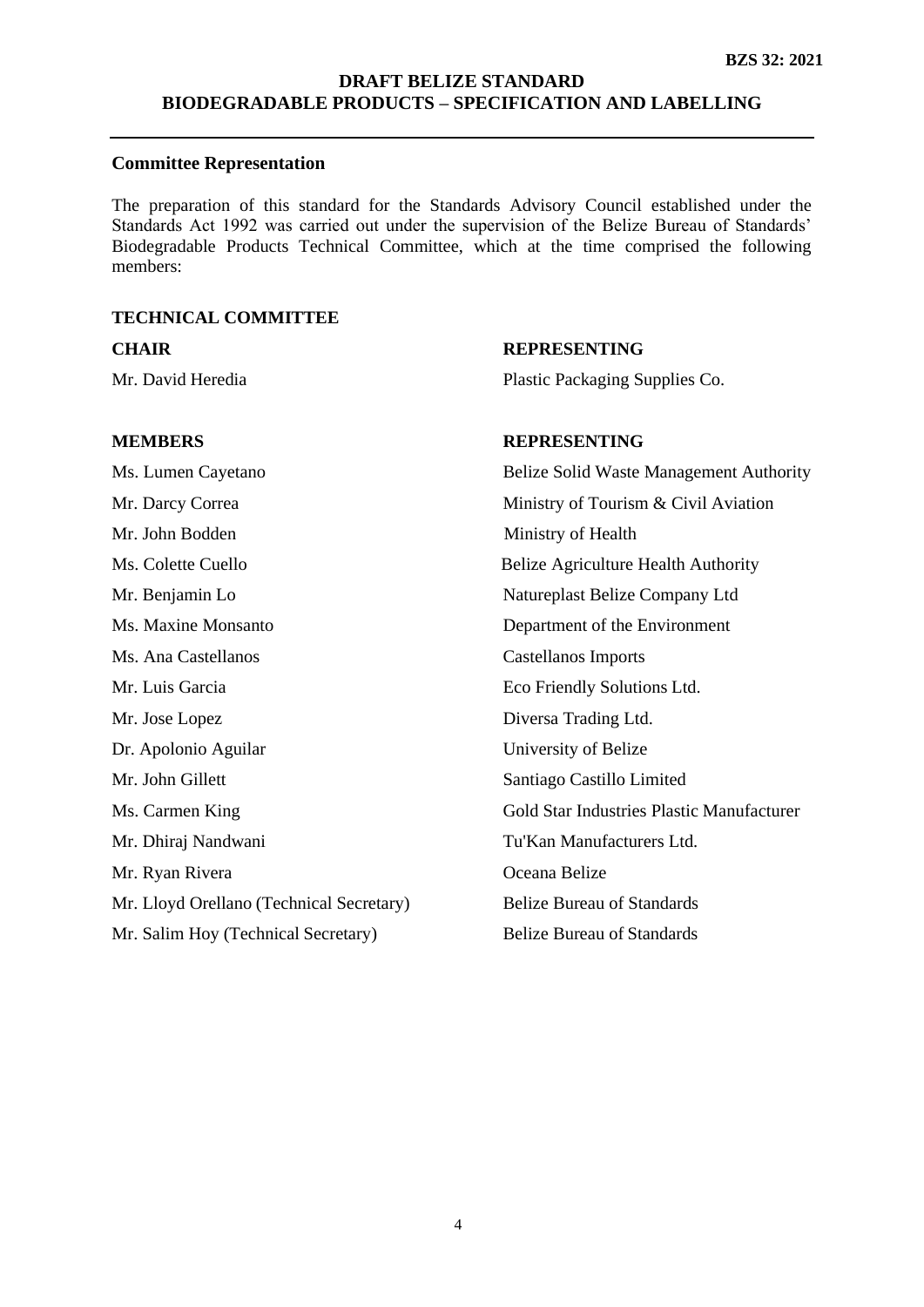**Committee Representation**

The preparation of this standard for the Standards Advisory Council established under the Standards Act 1992 was carried out under the supervision of the Belize Bureau of Standards' Biodegradable Products Technical Committee, which at the time comprised the following members:

**TECHNICAL COMMITTEE**

| **CHAIR** | **REPRESENTING** |
|---|---|
| Mr. David Heredia | Plastic Packaging Supplies Co. |

| **MEMBERS** | **REPRESENTING** |
|---|---|
| Ms. Lumen Cayetano | Belize Solid Waste Management Authority |
| Mr. Darcy Correa | Ministry of Tourism & Civil Aviation |
| Mr. John Bodden | Ministry of Health |
| Ms. Colette Cuello | Belize Agriculture Health Authority |
| Mr. Benjamin Lo | Natureplast Belize Company Ltd |
| Ms. Maxine Monsanto | Department of the Environment |
| Ms. Ana Castellanos | Castellanos Imports |
| Mr. Luis Garcia | Eco Friendly Solutions Ltd. |
| Mr. Jose Lopez | Diversa Trading Ltd. |
| Dr. Apolonio Aguilar | University of Belize |
| Mr. John Gillett | Santiago Castillo Limited |
| Ms. Carmen King | Gold Star Industries Plastic Manufacturer |
| Mr. Dhiraj Nandwani | Tu'Kan Manufacturers Ltd. |
| Mr. Ryan Rivera | Oceana Belize |
| Mr. Lloyd Orellano (Technical Secretary) | Belize Bureau of Standards |
| Mr. Salim Hoy (Technical Secretary) | Belize Bureau of Standards |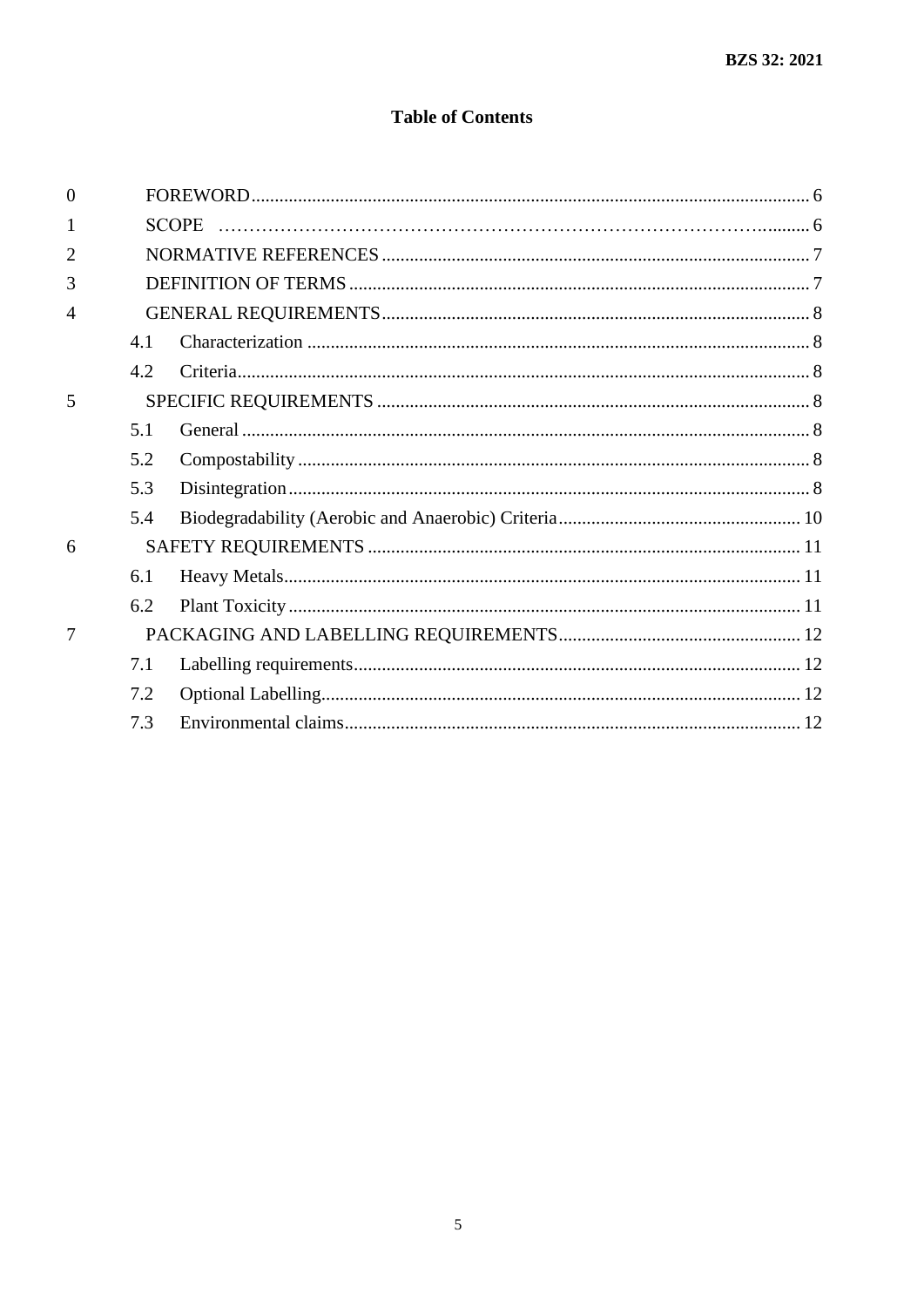# Table of Contents

0 FOREWORD ........ 6

1 SCOPE ........ 6

2 NORMATIVE REFERENCES ........ 7

3 DEFINITION OF TERMS ........ 7

4 GENERAL REQUIREMENTS ........ 8

- 4.1 Characterization ........ 8
- 4.2 Criteria ........ 8

5 SPECIFIC REQUIREMENTS ........ 8

- 5.1 General ........ 8
- 5.2 Compostability ........ 8
- 5.3 Disintegration ........ 8
- 5.4 Biodegradability (Aerobic and Anaerobic) Criteria ........ 10

6 SAFETY REQUIREMENTS ........ 11

- 6.1 Heavy Metals ........ 11
- 6.2 Plant Toxicity ........ 11

7 PACKAGING AND LABELLING REQUIREMENTS ........ 12

- 7.1 Labelling requirements ........ 12
- 7.2 Optional Labelling ........ 12
- 7.3 Environmental claims ........ 12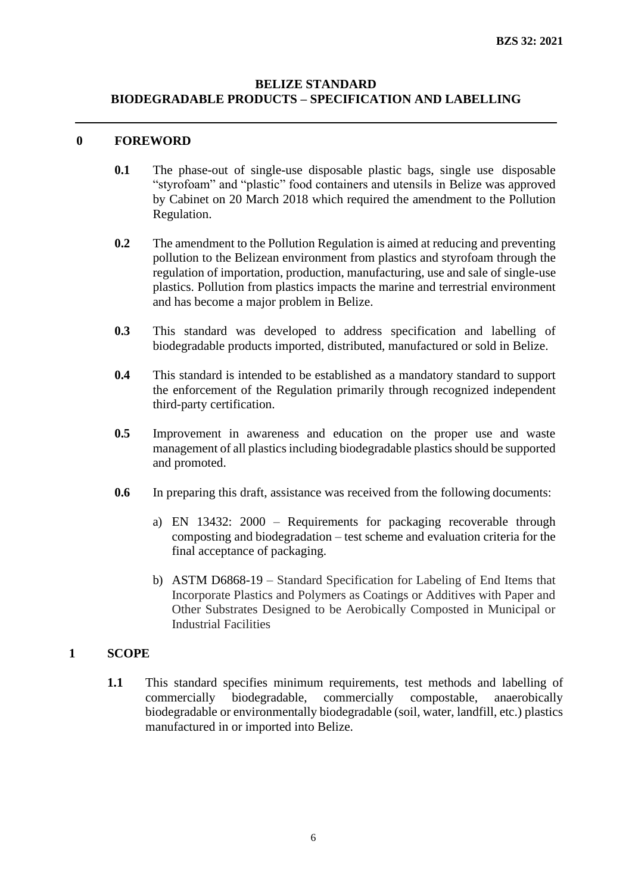# BELIZE STANDARD
# BIODEGRADABLE PRODUCTS – SPECIFICATION AND LABELLING

---

## 0 FOREWORD

**0.1** The phase-out of single-use disposable plastic bags, single use disposable "styrofoam" and "plastic" food containers and utensils in Belize was approved by Cabinet on 20 March 2018 which required the amendment to the Pollution Regulation.

**0.2** The amendment to the Pollution Regulation is aimed at reducing and preventing pollution to the Belizean environment from plastics and styrofoam through the regulation of importation, production, manufacturing, use and sale of single-use plastics. Pollution from plastics impacts the marine and terrestrial environment and has become a major problem in Belize.

**0.3** This standard was developed to address specification and labelling of biodegradable products imported, distributed, manufactured or sold in Belize.

**0.4** This standard is intended to be established as a mandatory standard to support the enforcement of the Regulation primarily through recognized independent third-party certification.

**0.5** Improvement in awareness and education on the proper use and waste management of all plastics including biodegradable plastics should be supported and promoted.

**0.6** In preparing this draft, assistance was received from the following documents:

a) EN 13432: 2000 – Requirements for packaging recoverable through composting and biodegradation – test scheme and evaluation criteria for the final acceptance of packaging.

b) ASTM D6868-19 – Standard Specification for Labeling of End Items that Incorporate Plastics and Polymers as Coatings or Additives with Paper and Other Substrates Designed to be Aerobically Composted in Municipal or Industrial Facilities

## 1 SCOPE

**1.1** This standard specifies minimum requirements, test methods and labelling of commercially biodegradable, commercially compostable, anaerobically biodegradable or environmentally biodegradable (soil, water, landfill, etc.) plastics manufactured in or imported into Belize.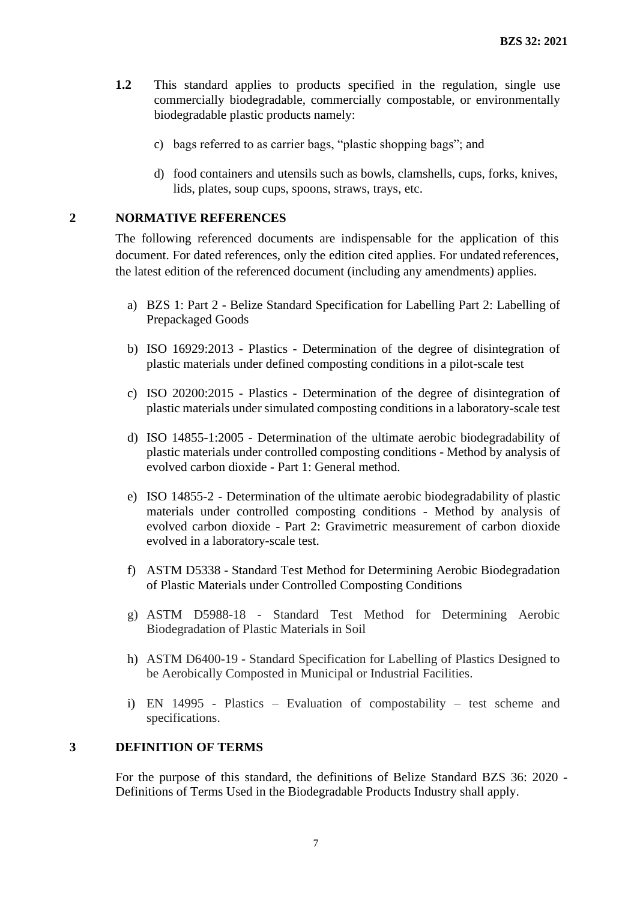**1.2** This standard applies to products specified in the regulation, single use commercially biodegradable, commercially compostable, or environmentally biodegradable plastic products namely:

c) bags referred to as carrier bags, "plastic shopping bags"; and

d) food containers and utensils such as bowls, clamshells, cups, forks, knives, lids, plates, soup cups, spoons, straws, trays, etc.

## 2 NORMATIVE REFERENCES

The following referenced documents are indispensable for the application of this document. For dated references, only the edition cited applies. For undated references, the latest edition of the referenced document (including any amendments) applies.

a) BZS 1: Part 2 - Belize Standard Specification for Labelling Part 2: Labelling of Prepackaged Goods

b) ISO 16929:2013 - Plastics - Determination of the degree of disintegration of plastic materials under defined composting conditions in a pilot-scale test

c) ISO 20200:2015 - Plastics - Determination of the degree of disintegration of plastic materials under simulated composting conditions in a laboratory-scale test

d) ISO 14855-1:2005 - Determination of the ultimate aerobic biodegradability of plastic materials under controlled composting conditions - Method by analysis of evolved carbon dioxide - Part 1: General method.

e) ISO 14855-2 - Determination of the ultimate aerobic biodegradability of plastic materials under controlled composting conditions - Method by analysis of evolved carbon dioxide - Part 2: Gravimetric measurement of carbon dioxide evolved in a laboratory-scale test.

f) ASTM D5338 - Standard Test Method for Determining Aerobic Biodegradation of Plastic Materials under Controlled Composting Conditions

g) ASTM D5988-18 - Standard Test Method for Determining Aerobic Biodegradation of Plastic Materials in Soil

h) ASTM D6400-19 - Standard Specification for Labelling of Plastics Designed to be Aerobically Composted in Municipal or Industrial Facilities.

i) EN 14995 - Plastics – Evaluation of compostability – test scheme and specifications.

## 3 DEFINITION OF TERMS

For the purpose of this standard, the definitions of Belize Standard BZS 36: 2020 - Definitions of Terms Used in the Biodegradable Products Industry shall apply.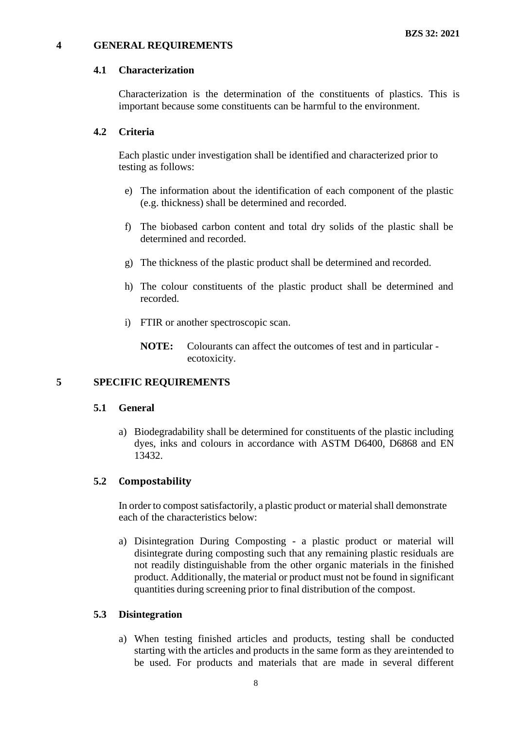## 4 GENERAL REQUIREMENTS

### 4.1 Characterization

Characterization is the determination of the constituents of plastics. This is important because some constituents can be harmful to the environment.

### 4.2 Criteria

Each plastic under investigation shall be identified and characterized prior to testing as follows:

e) The information about the identification of each component of the plastic (e.g. thickness) shall be determined and recorded.

f) The biobased carbon content and total dry solids of the plastic shall be determined and recorded.

g) The thickness of the plastic product shall be determined and recorded.

h) The colour constituents of the plastic product shall be determined and recorded.

i) FTIR or another spectroscopic scan.

**NOTE:** Colourants can affect the outcomes of test and in particular - ecotoxicity.

## 5 SPECIFIC REQUIREMENTS

### 5.1 General

a) Biodegradability shall be determined for constituents of the plastic including dyes, inks and colours in accordance with ASTM D6400, D6868 and EN 13432.

### 5.2 Compostability

In order to compost satisfactorily, a plastic product or material shall demonstrate each of the characteristics below:

a) Disintegration During Composting - a plastic product or material will disintegrate during composting such that any remaining plastic residuals are not readily distinguishable from the other organic materials in the finished product. Additionally, the material or product must not be found in significant quantities during screening prior to final distribution of the compost.

### 5.3 Disintegration

a) When testing finished articles and products, testing shall be conducted starting with the articles and products in the same form as they are intended to be used. For products and materials that are made in several different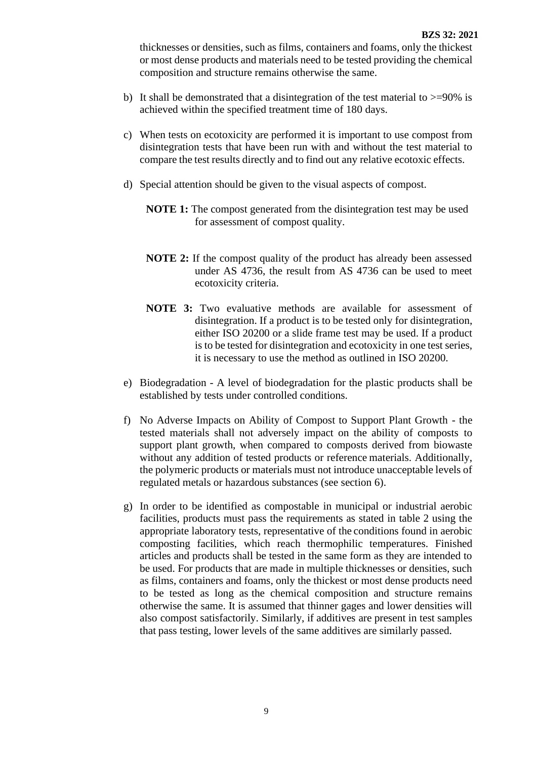thicknesses or densities, such as films, containers and foams, only the thickest or most dense products and materials need to be tested providing the chemical composition and structure remains otherwise the same.

b) It shall be demonstrated that a disintegration of the test material to >=90% is achieved within the specified treatment time of 180 days.

c) When tests on ecotoxicity are performed it is important to use compost from disintegration tests that have been run with and without the test material to compare the test results directly and to find out any relative ecotoxic effects.

d) Special attention should be given to the visual aspects of compost.

   **NOTE 1:** The compost generated from the disintegration test may be used for assessment of compost quality.

   **NOTE 2:** If the compost quality of the product has already been assessed under AS 4736, the result from AS 4736 can be used to meet ecotoxicity criteria.

   **NOTE 3:** Two evaluative methods are available for assessment of disintegration. If a product is to be tested only for disintegration, either ISO 20200 or a slide frame test may be used. If a product is to be tested for disintegration and ecotoxicity in one test series, it is necessary to use the method as outlined in ISO 20200.

e) Biodegradation - A level of biodegradation for the plastic products shall be established by tests under controlled conditions.

f) No Adverse Impacts on Ability of Compost to Support Plant Growth - the tested materials shall not adversely impact on the ability of composts to support plant growth, when compared to composts derived from biowaste without any addition of tested products or reference materials. Additionally, the polymeric products or materials must not introduce unacceptable levels of regulated metals or hazardous substances (see section 6).

g) In order to be identified as compostable in municipal or industrial aerobic facilities, products must pass the requirements as stated in table 2 using the appropriate laboratory tests, representative of the conditions found in aerobic composting facilities, which reach thermophilic temperatures. Finished articles and products shall be tested in the same form as they are intended to be used. For products that are made in multiple thicknesses or densities, such as films, containers and foams, only the thickest or most dense products need to be tested as long as the chemical composition and structure remains otherwise the same. It is assumed that thinner gages and lower densities will also compost satisfactorily. Similarly, if additives are present in test samples that pass testing, lower levels of the same additives are similarly passed.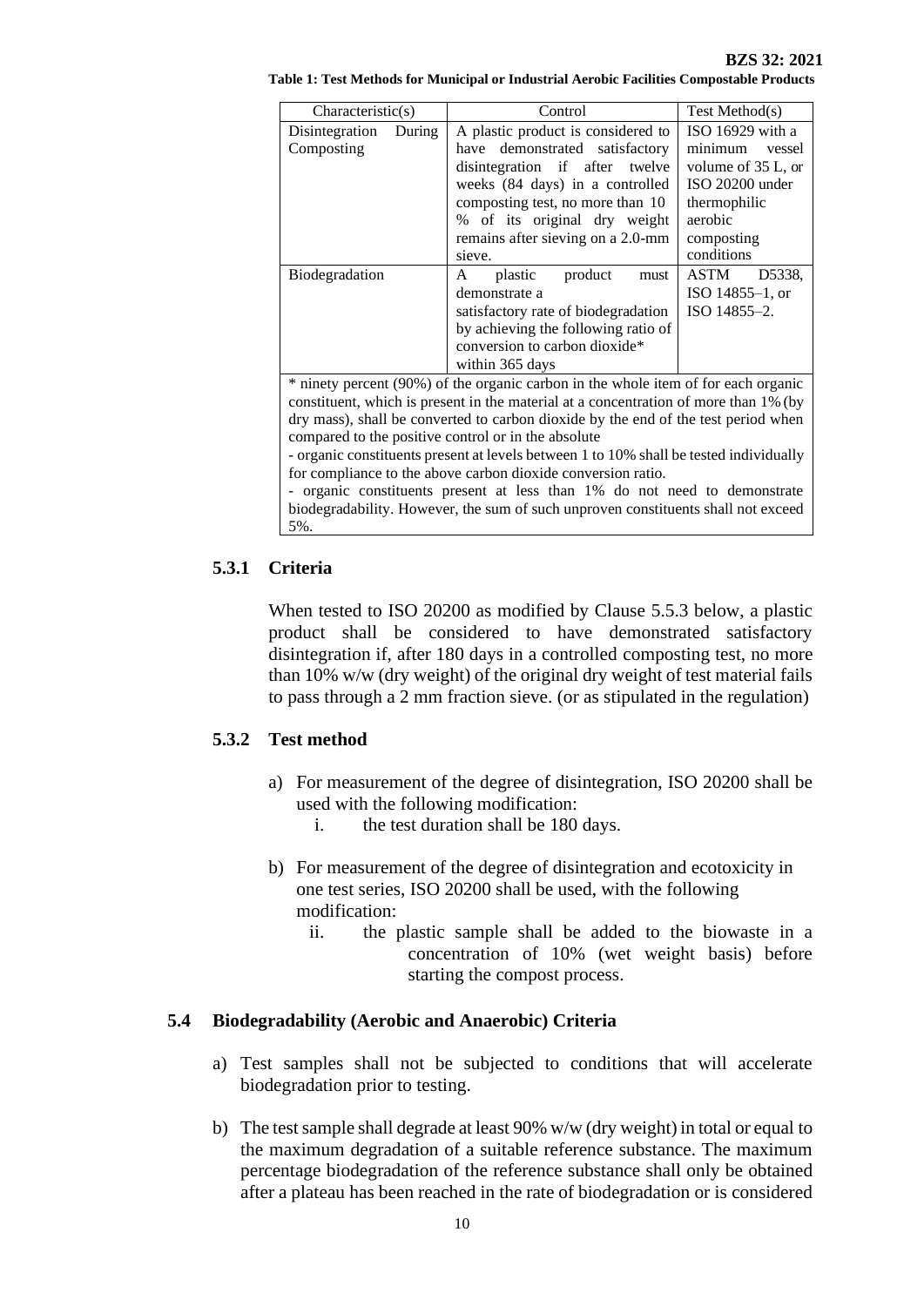**Table 1: Test Methods for Municipal or Industrial Aerobic Facilities Compostable Products**

| Characteristic(s) | Control | Test Method(s) |
|---|---|---|
| Disintegration During Composting | A plastic product is considered to have demonstrated satisfactory disintegration if after twelve weeks (84 days) in a controlled composting test, no more than 10 % of its original dry weight remains after sieving on a 2.0-mm sieve. | ISO 16929 with a minimum vessel volume of 35 L, or ISO 20200 under thermophilic aerobic composting conditions |
| Biodegradation | A plastic product must demonstrate a satisfactory rate of biodegradation by achieving the following ratio of conversion to carbon dioxide* within 365 days | ASTM D5338, ISO 14855–1, or ISO 14855–2. |
| * ninety percent (90%) of the organic carbon in the whole item of for each organic constituent, which is present in the material at a concentration of more than 1% (by dry mass), shall be converted to carbon dioxide by the end of the test period when compared to the positive control or in the absolute<br>- organic constituents present at levels between 1 to 10% shall be tested individually for compliance to the above carbon dioxide conversion ratio.<br>- organic constituents present at less than 1% do not need to demonstrate biodegradability. However, the sum of such unproven constituents shall not exceed 5%. | | |

### 5.3.1 Criteria

When tested to ISO 20200 as modified by Clause 5.5.3 below, a plastic product shall be considered to have demonstrated satisfactory disintegration if, after 180 days in a controlled composting test, no more than 10% w/w (dry weight) of the original dry weight of test material fails to pass through a 2 mm fraction sieve. (or as stipulated in the regulation)

### 5.3.2 Test method

a) For measurement of the degree of disintegration, ISO 20200 shall be used with the following modification:
   i. the test duration shall be 180 days.

b) For measurement of the degree of disintegration and ecotoxicity in one test series, ISO 20200 shall be used, with the following modification:
   ii. the plastic sample shall be added to the biowaste in a concentration of 10% (wet weight basis) before starting the compost process.

## 5.4 Biodegradability (Aerobic and Anaerobic) Criteria

a) Test samples shall not be subjected to conditions that will accelerate biodegradation prior to testing.

b) The test sample shall degrade at least 90% w/w (dry weight) in total or equal to the maximum degradation of a suitable reference substance. The maximum percentage biodegradation of the reference substance shall only be obtained after a plateau has been reached in the rate of biodegradation or is considered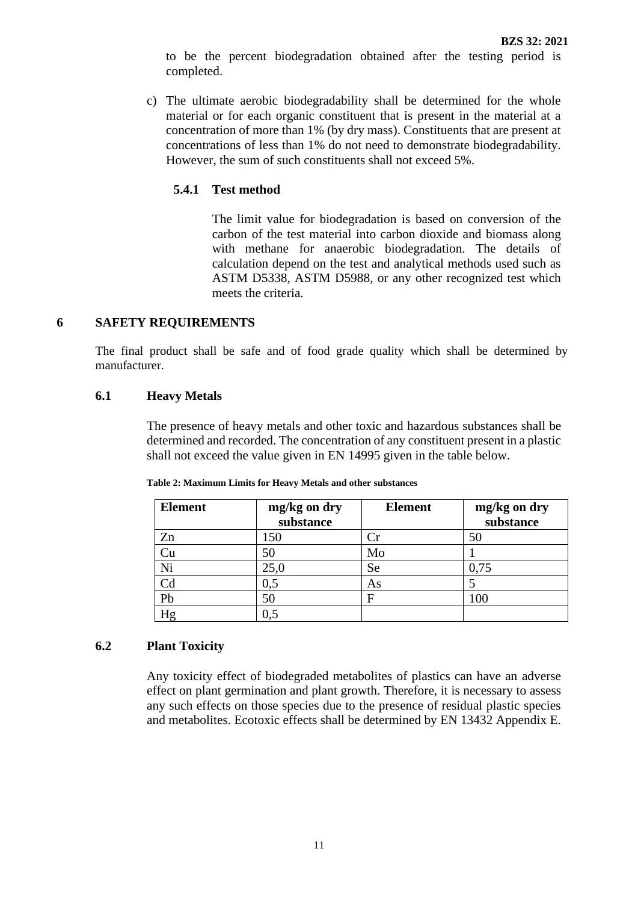to be the percent biodegradation obtained after the testing period is completed.

c) The ultimate aerobic biodegradability shall be determined for the whole material or for each organic constituent that is present in the material at a concentration of more than 1% (by dry mass). Constituents that are present at concentrations of less than 1% do not need to demonstrate biodegradability. However, the sum of such constituents shall not exceed 5%.

### 5.4.1 Test method

The limit value for biodegradation is based on conversion of the carbon of the test material into carbon dioxide and biomass along with methane for anaerobic biodegradation. The details of calculation depend on the test and analytical methods used such as ASTM D5338, ASTM D5988, or any other recognized test which meets the criteria.

# 6 SAFETY REQUIREMENTS

The final product shall be safe and of food grade quality which shall be determined by manufacturer.

## 6.1 Heavy Metals

The presence of heavy metals and other toxic and hazardous substances shall be determined and recorded. The concentration of any constituent present in a plastic shall not exceed the value given in EN 14995 given in the table below.

**Table 2: Maximum Limits for Heavy Metals and other substances**

| Element | mg/kg on dry substance | Element | mg/kg on dry substance |
|---|---|---|---|
| Zn | 150 | Cr | 50 |
| Cu | 50 | Mo | 1 |
| Ni | 25,0 | Se | 0,75 |
| Cd | 0,5 | As | 5 |
| Pb | 50 | F | 100 |
| Hg | 0,5 | | |

## 6.2 Plant Toxicity

Any toxicity effect of biodegraded metabolites of plastics can have an adverse effect on plant germination and plant growth. Therefore, it is necessary to assess any such effects on those species due to the presence of residual plastic species and metabolites. Ecotoxic effects shall be determined by EN 13432 Appendix E.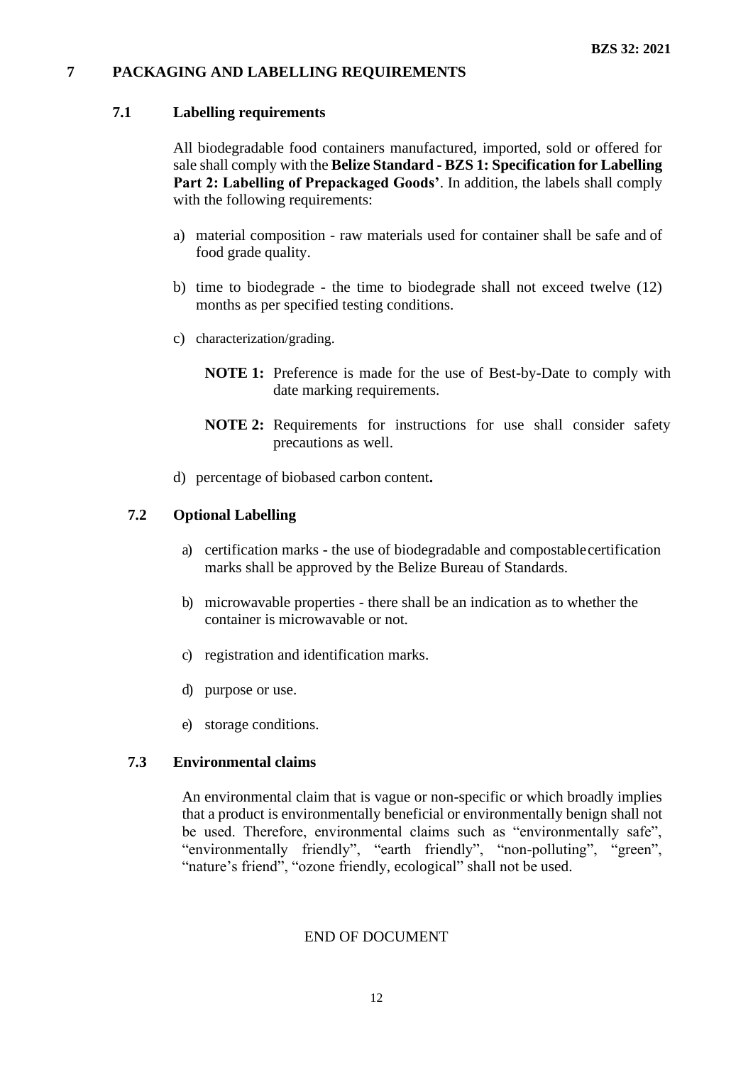## 7 PACKAGING AND LABELLING REQUIREMENTS

### 7.1 Labelling requirements

All biodegradable food containers manufactured, imported, sold or offered for sale shall comply with the **Belize Standard - BZS 1: Specification for Labelling Part 2: Labelling of Prepackaged Goods'**. In addition, the labels shall comply with the following requirements:

a) material composition - raw materials used for container shall be safe and of food grade quality.

b) time to biodegrade - the time to biodegrade shall not exceed twelve (12) months as per specified testing conditions.

c) characterization/grading.

**NOTE 1:** Preference is made for the use of Best-by-Date to comply with date marking requirements.

**NOTE 2:** Requirements for instructions for use shall consider safety precautions as well.

d) percentage of biobased carbon content**.**

### 7.2 Optional Labelling

a) certification marks - the use of biodegradable and compostable certification marks shall be approved by the Belize Bureau of Standards.

b) microwavable properties - there shall be an indication as to whether the container is microwavable or not.

c) registration and identification marks.

d) purpose or use.

e) storage conditions.

### 7.3 Environmental claims

An environmental claim that is vague or non-specific or which broadly implies that a product is environmentally beneficial or environmentally benign shall not be used. Therefore, environmental claims such as "environmentally safe", "environmentally friendly", "earth friendly", "non-polluting", "green", "nature's friend", "ozone friendly, ecological" shall not be used.

END OF DOCUMENT